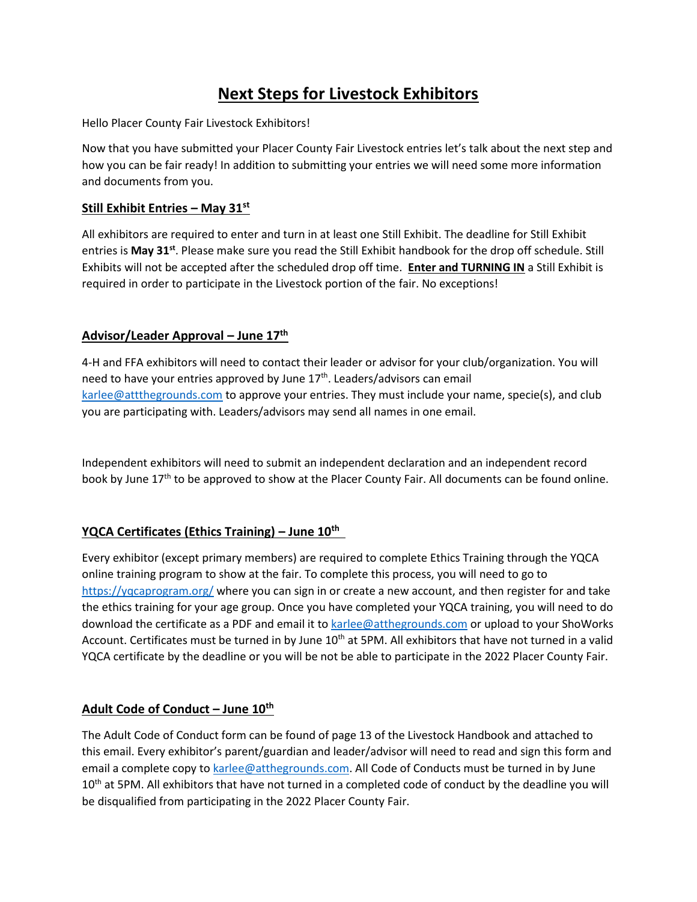# Next Steps for Livestock Exhibitors

Hello Placer County Fair Livestock Exhibitors!

Now that you have submitted your Placer County Fair Livestock entries let's talk about the next step and how you can be fair ready! In addition to submitting your entries we will need some more information and documents from you.

## Still Exhibit Entries – May 31st

All exhibitors are required to enter and turn in at least one Still Exhibit. The deadline for Still Exhibit entries is **May 31st**. Please make sure you read the Still Exhibit handbook for the drop off schedule. Still Exhibits will not be accepted after the scheduled drop off time. **Enter and TURNING IN** a Still Exhibit is required in order to participate in the Livestock portion of the fair. No exceptions!

## Advisor/Leader Approval – June 17th

4-H and FFA exhibitors will need to contact their leader or advisor for your club/organization. You will need to have your entries approved by June 17th. Leaders/advisors can email karlee@attthegrounds.com to approve your entries. They must include your name, specie(s), and club you are participating with. Leaders/advisors may send all names in one email.

Independent exhibitors will need to submit an independent declaration and an independent record book by June 17th to be approved to show at the Placer County Fair. All documents can be found online.

## YQCA Certificates (Ethics Training) – June 10th

Every exhibitor (except primary members) are required to complete Ethics Training through the YQCA online training program to show at the fair. To complete this process, you will need to go to https://yqcaprogram.org/ where you can sign in or create a new account, and then register for and take the ethics training for your age group. Once you have completed your YQCA training, you will need to do download the certificate as a PDF and email it to karlee@atthegrounds.com or upload to your ShoWorks Account. Certificates must be turned in by June 10th at 5PM. All exhibitors that have not turned in a valid YQCA certificate by the deadline or you will be not be able to participate in the 2022 Placer County Fair.

## Adult Code of Conduct – June 10th

The Adult Code of Conduct form can be found of page 13 of the Livestock Handbook and attached to this email. Every exhibitor's parent/guardian and leader/advisor will need to read and sign this form and email a complete copy to karlee@atthegrounds.com. All Code of Conducts must be turned in by June 10th at 5PM. All exhibitors that have not turned in a completed code of conduct by the deadline you will be disqualified from participating in the 2022 Placer County Fair.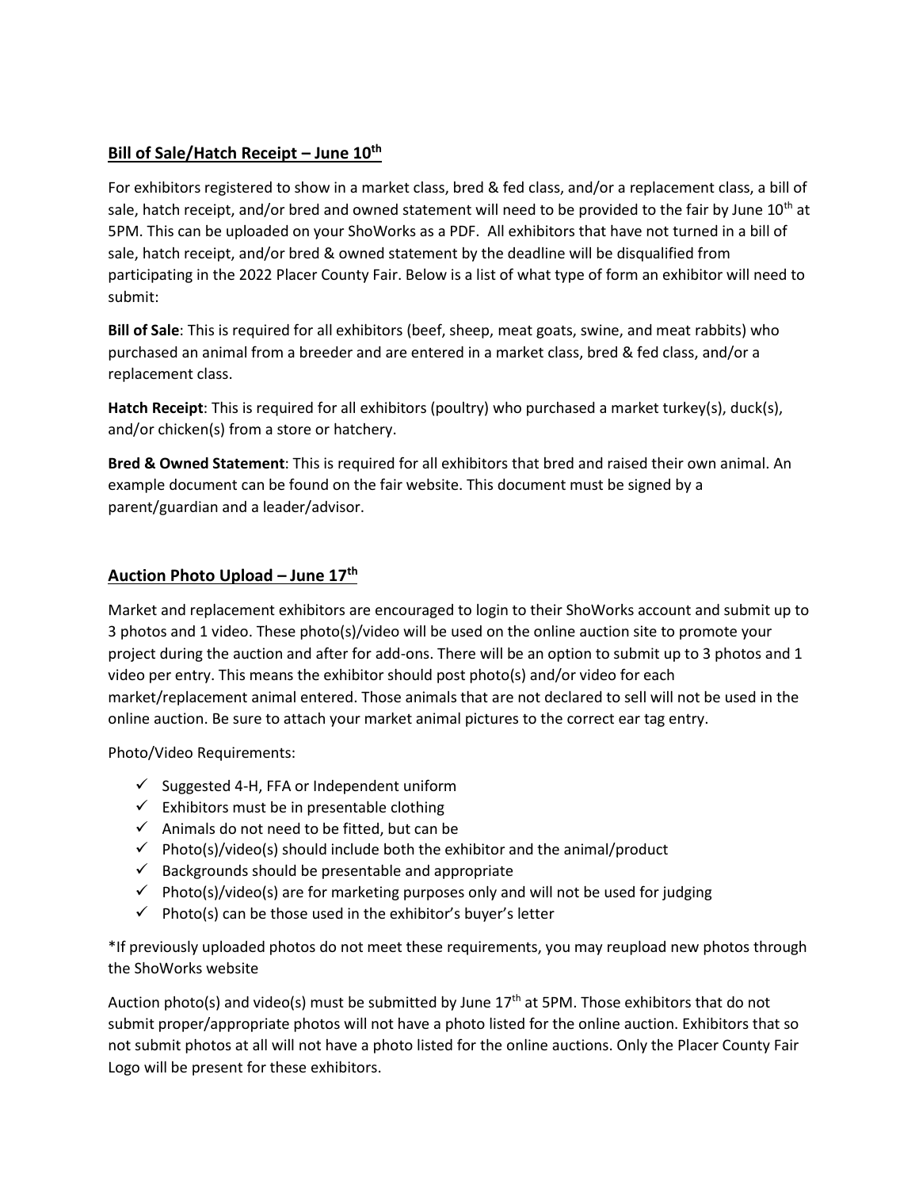## Bill of Sale/Hatch Receipt – June 10th

For exhibitors registered to show in a market class, bred & fed class, and/or a replacement class, a bill of sale, hatch receipt, and/or bred and owned statement will need to be provided to the fair by June 10th at 5PM. This can be uploaded on your ShoWorks as a PDF. All exhibitors that have not turned in a bill of sale, hatch receipt, and/or bred & owned statement by the deadline will be disqualified from participating in the 2022 Placer County Fair. Below is a list of what type of form an exhibitor will need to submit:

**Bill of Sale**: This is required for all exhibitors (beef, sheep, meat goats, swine, and meat rabbits) who purchased an animal from a breeder and are entered in a market class, bred & fed class, and/or a replacement class.

**Hatch Receipt**: This is required for all exhibitors (poultry) who purchased a market turkey(s), duck(s), and/or chicken(s) from a store or hatchery.

**Bred & Owned Statement**: This is required for all exhibitors that bred and raised their own animal. An example document can be found on the fair website. This document must be signed by a parent/guardian and a leader/advisor.

## Auction Photo Upload – June 17th

Market and replacement exhibitors are encouraged to login to their ShoWorks account and submit up to 3 photos and 1 video. These photo(s)/video will be used on the online auction site to promote your project during the auction and after for add-ons. There will be an option to submit up to 3 photos and 1 video per entry. This means the exhibitor should post photo(s) and/or video for each market/replacement animal entered. Those animals that are not declared to sell will not be used in the online auction. Be sure to attach your market animal pictures to the correct ear tag entry.

Photo/Video Requirements:

- ✓ Suggested 4-H, FFA or Independent uniform
- ✓ Exhibitors must be in presentable clothing
- ✓ Animals do not need to be fitted, but can be
- ✓ Photo(s)/video(s) should include both the exhibitor and the animal/product
- ✓ Backgrounds should be presentable and appropriate
- ✓ Photo(s)/video(s) are for marketing purposes only and will not be used for judging
- ✓ Photo(s) can be those used in the exhibitor's buyer's letter

*If previously uploaded photos do not meet these requirements, you may reupload new photos through the ShoWorks website

Auction photo(s) and video(s) must be submitted by June 17th at 5PM. Those exhibitors that do not submit proper/appropriate photos will not have a photo listed for the online auction. Exhibitors that so not submit photos at all will not have a photo listed for the online auctions. Only the Placer County Fair Logo will be present for these exhibitors.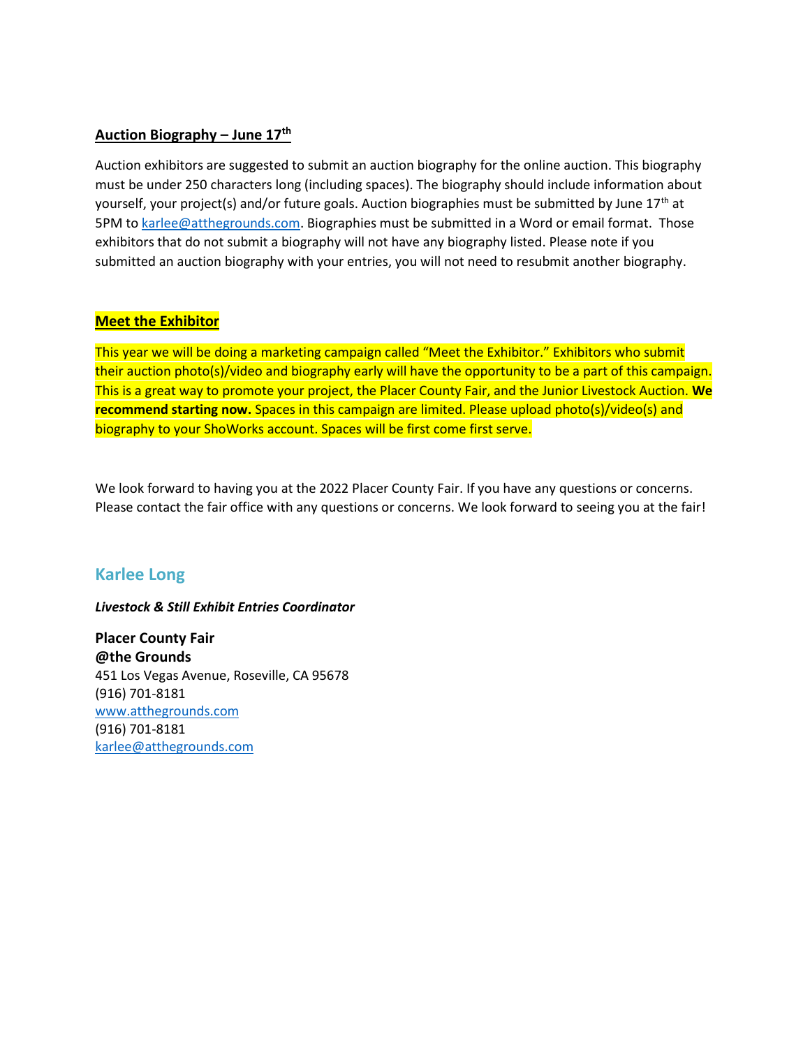## Auction Biography – June 17th

Auction exhibitors are suggested to submit an auction biography for the online auction. This biography must be under 250 characters long (including spaces). The biography should include information about yourself, your project(s) and/or future goals. Auction biographies must be submitted by June 17th at 5PM to karlee@atthegrounds.com. Biographies must be submitted in a Word or email format. Those exhibitors that do not submit a biography will not have any biography listed. Please note if you submitted an auction biography with your entries, you will not need to resubmit another biography.

## Meet the Exhibitor

This year we will be doing a marketing campaign called "Meet the Exhibitor." Exhibitors who submit their auction photo(s)/video and biography early will have the opportunity to be a part of this campaign. This is a great way to promote your project, the Placer County Fair, and the Junior Livestock Auction. **We recommend starting now.** Spaces in this campaign are limited. Please upload photo(s)/video(s) and biography to your ShoWorks account. Spaces will be first come first serve.

We look forward to having you at the 2022 Placer County Fair. If you have any questions or concerns. Please contact the fair office with any questions or concerns. We look forward to seeing you at the fair!

### Karlee Long

***Livestock & Still Exhibit Entries Coordinator***

**Placer County Fair**
**@the Grounds**
451 Los Vegas Avenue, Roseville, CA 95678
(916) 701-8181
www.atthegrounds.com
(916) 701-8181
karlee@atthegrounds.com